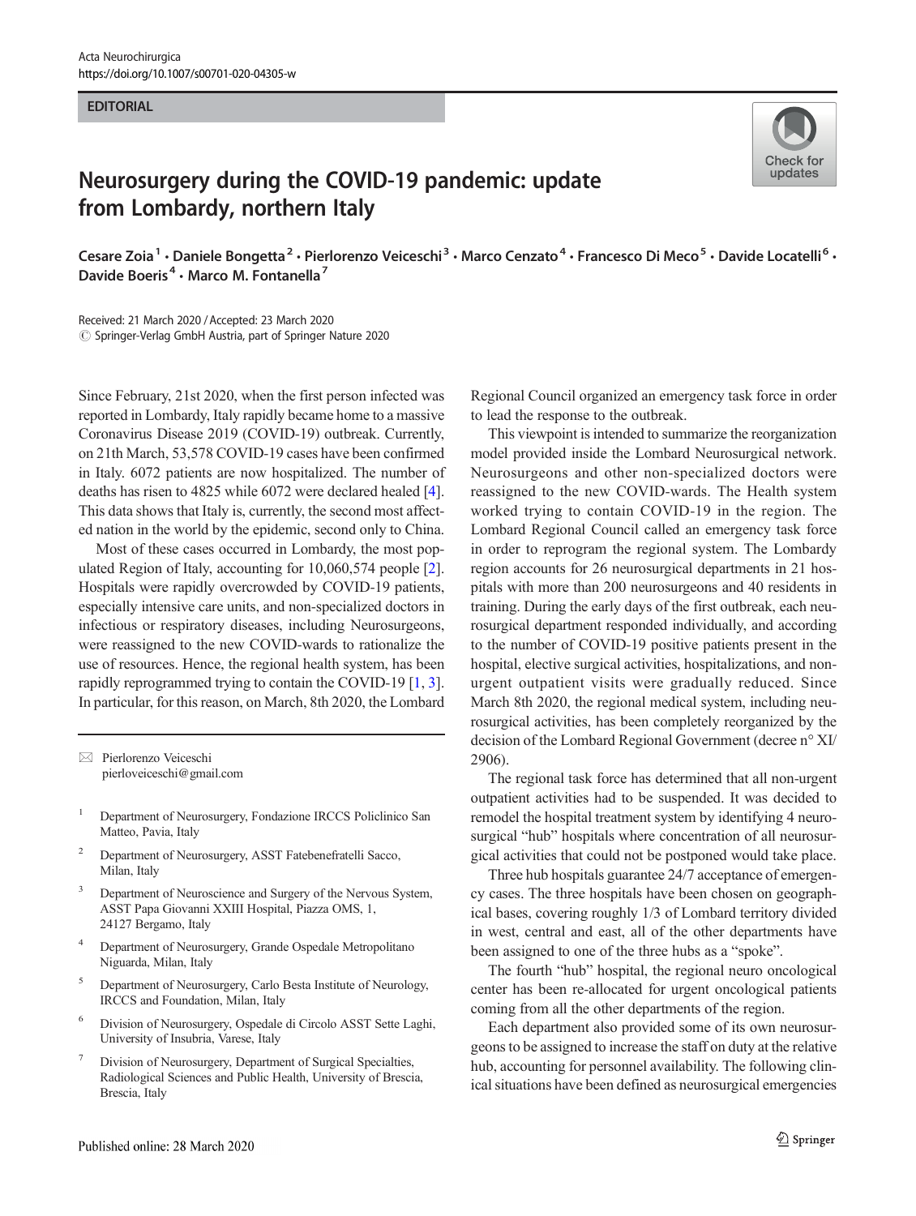EDITORIAL

# Neurosurgery during the COVID-19 pandemic: update from Lombardy, northern Italy

Cesare Zoia[1] · Daniele Bongetta[2] · Pierlorenzo Veiceschi[3] · Marco Cenzato[4] · Francesco Di Meco[5] · Davide Locatelli[6] · Davide Boeris[4] · Marco M. Fontanella[7]

Received: 21 March 2020 / Accepted: 23 March 2020
© Springer-Verlag GmbH Austria, part of Springer Nature 2020

Since February, 21st 2020, when the first person infected was reported in Lombardy, Italy rapidly became home to a massive Coronavirus Disease 2019 (COVID-19) outbreak. Currently, on 21th March, 53,578 COVID-19 cases have been confirmed in Italy. 6072 patients are now hospitalized. The number of deaths has risen to 4825 while 6072 were declared healed [4]. This data shows that Italy is, currently, the second most affected nation in the world by the epidemic, second only to China.

Most of these cases occurred in Lombardy, the most populated Region of Italy, accounting for 10,060,574 people [2]. Hospitals were rapidly overcrowded by COVID-19 patients, especially intensive care units, and non-specialized doctors in infectious or respiratory diseases, including Neurosurgeons, were reassigned to the new COVID-wards to rationalize the use of resources. Hence, the regional health system, has been rapidly reprogrammed trying to contain the COVID-19 [1, 3]. In particular, for this reason, on March, 8th 2020, the Lombard Regional Council organized an emergency task force in order to lead the response to the outbreak.

This viewpoint is intended to summarize the reorganization model provided inside the Lombard Neurosurgical network. Neurosurgeons and other non-specialized doctors were reassigned to the new COVID-wards. The Health system worked trying to contain COVID-19 in the region. The Lombard Regional Council called an emergency task force in order to reprogram the regional system. The Lombardy region accounts for 26 neurosurgical departments in 21 hospitals with more than 200 neurosurgeons and 40 residents in training. During the early days of the first outbreak, each neurosurgical department responded individually, and according to the number of COVID-19 positive patients present in the hospital, elective surgical activities, hospitalizations, and non-urgent outpatient visits were gradually reduced. Since March 8th 2020, the regional medical system, including neurosurgical activities, has been completely reorganized by the decision of the Lombard Regional Government (decree n° XI/2906).

The regional task force has determined that all non-urgent outpatient activities had to be suspended. It was decided to remodel the hospital treatment system by identifying 4 neurosurgical "hub" hospitals where concentration of all neurosurgical activities that could not be postponed would take place.

Three hub hospitals guarantee 24/7 acceptance of emergency cases. The three hospitals have been chosen on geographical bases, covering roughly 1/3 of Lombard territory divided in west, central and east, all of the other departments have been assigned to one of the three hubs as a "spoke".

The fourth "hub" hospital, the regional neuro oncological center has been re-allocated for urgent oncological patients coming from all the other departments of the region.

Each department also provided some of its own neurosurgeons to be assigned to increase the staff on duty at the relative hub, accounting for personnel availability. The following clinical situations have been defined as neurosurgical emergencies

---

✉ Pierlorenzo Veiceschi
pierloveiceschi@gmail.com

1. Department of Neurosurgery, Fondazione IRCCS Policlinico San Matteo, Pavia, Italy
2. Department of Neurosurgery, ASST Fatebenefratelli Sacco, Milan, Italy
3. Department of Neuroscience and Surgery of the Nervous System, ASST Papa Giovanni XXIII Hospital, Piazza OMS, 1, 24127 Bergamo, Italy
4. Department of Neurosurgery, Grande Ospedale Metropolitano Niguarda, Milan, Italy
5. Department of Neurosurgery, Carlo Besta Institute of Neurology, IRCCS and Foundation, Milan, Italy
6. Division of Neurosurgery, Ospedale di Circolo ASST Sette Laghi, University of Insubria, Varese, Italy
7. Division of Neurosurgery, Department of Surgical Specialties, Radiological Sciences and Public Health, University of Brescia, Brescia, Italy

Published online: 28 March 2020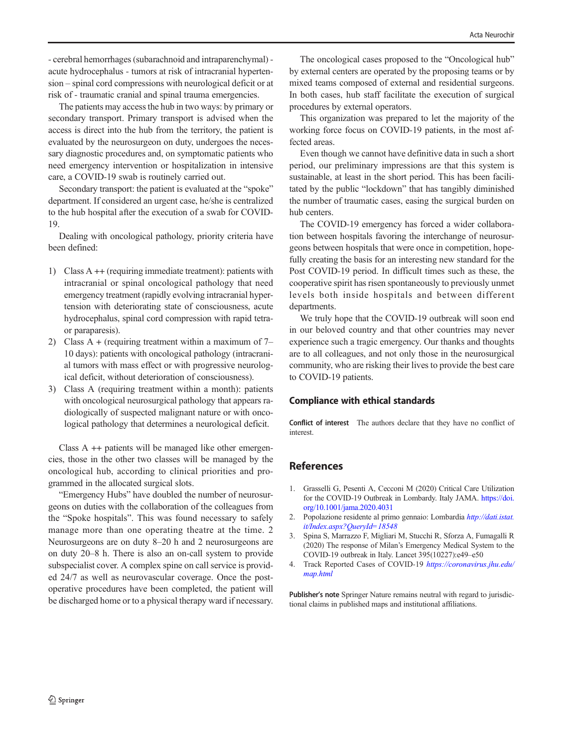- cerebral hemorrhages (subarachnoid and intraparenchymal) - acute hydrocephalus - tumors at risk of intracranial hypertension – spinal cord compressions with neurological deficit or at risk of - traumatic cranial and spinal trauma emergencies.

The patients may access the hub in two ways: by primary or secondary transport. Primary transport is advised when the access is direct into the hub from the territory, the patient is evaluated by the neurosurgeon on duty, undergoes the necessary diagnostic procedures and, on symptomatic patients who need emergency intervention or hospitalization in intensive care, a COVID-19 swab is routinely carried out.

Secondary transport: the patient is evaluated at the "spoke" department. If considered an urgent case, he/she is centralized to the hub hospital after the execution of a swab for COVID-19.

Dealing with oncological pathology, priority criteria have been defined:

1) Class A ++ (requiring immediate treatment): patients with intracranial or spinal oncological pathology that need emergency treatment (rapidly evolving intracranial hypertension with deteriorating state of consciousness, acute hydrocephalus, spinal cord compression with rapid tetra- or paraparesis).
2) Class A + (requiring treatment within a maximum of 7–10 days): patients with oncological pathology (intracranial tumors with mass effect or with progressive neurological deficit, without deterioration of consciousness).
3) Class A (requiring treatment within a month): patients with oncological neurosurgical pathology that appears radiologically of suspected malignant nature or with oncological pathology that determines a neurological deficit.

Class A ++ patients will be managed like other emergencies, those in the other two classes will be managed by the oncological hub, according to clinical priorities and programmed in the allocated surgical slots.

"Emergency Hubs" have doubled the number of neurosurgeons on duties with the collaboration of the colleagues from the "Spoke hospitals". This was found necessary to safely manage more than one operating theatre at the time. 2 Neurosurgeons are on duty 8–20 h and 2 neurosurgeons are on duty 20–8 h. There is also an on-call system to provide subspecialist cover. A complex spine on call service is provided 24/7 as well as neurovascular coverage. Once the post-operative procedures have been completed, the patient will be discharged home or to a physical therapy ward if necessary.

The oncological cases proposed to the "Oncological hub" by external centers are operated by the proposing teams or by mixed teams composed of external and residential surgeons. In both cases, hub staff facilitate the execution of surgical procedures by external operators.

This organization was prepared to let the majority of the working force focus on COVID-19 patients, in the most affected areas.

Even though we cannot have definitive data in such a short period, our preliminary impressions are that this system is sustainable, at least in the short period. This has been facilitated by the public "lockdown" that has tangibly diminished the number of traumatic cases, easing the surgical burden on hub centers.

The COVID-19 emergency has forced a wider collaboration between hospitals favoring the interchange of neurosurgeons between hospitals that were once in competition, hopefully creating the basis for an interesting new standard for the Post COVID-19 period. In difficult times such as these, the cooperative spirit has risen spontaneously to previously unmet levels both inside hospitals and between different departments.

We truly hope that the COVID-19 outbreak will soon end in our beloved country and that other countries may never experience such a tragic emergency. Our thanks and thoughts are to all colleagues, and not only those in the neurosurgical community, who are risking their lives to provide the best care to COVID-19 patients.

## Compliance with ethical standards

**Conflict of interest** The authors declare that they have no conflict of interest.

## References

1. Grasselli G, Pesenti A, Cecconi M (2020) Critical Care Utilization for the COVID-19 Outbreak in Lombardy. Italy JAMA. https://doi.org/10.1001/jama.2020.4031
2. Popolazione residente al primo gennaio: Lombardia *http://dati.istat.it/Index.aspx?QueryId=18548*
3. Spina S, Marrazzo F, Migliari M, Stucchi R, Sforza A, Fumagalli R (2020) The response of Milan's Emergency Medical System to the COVID-19 outbreak in Italy. Lancet 395(10227):e49–e50
4. Track Reported Cases of COVID-19 *https://coronavirus.jhu.edu/map.html*

**Publisher's note** Springer Nature remains neutral with regard to jurisdictional claims in published maps and institutional affiliations.